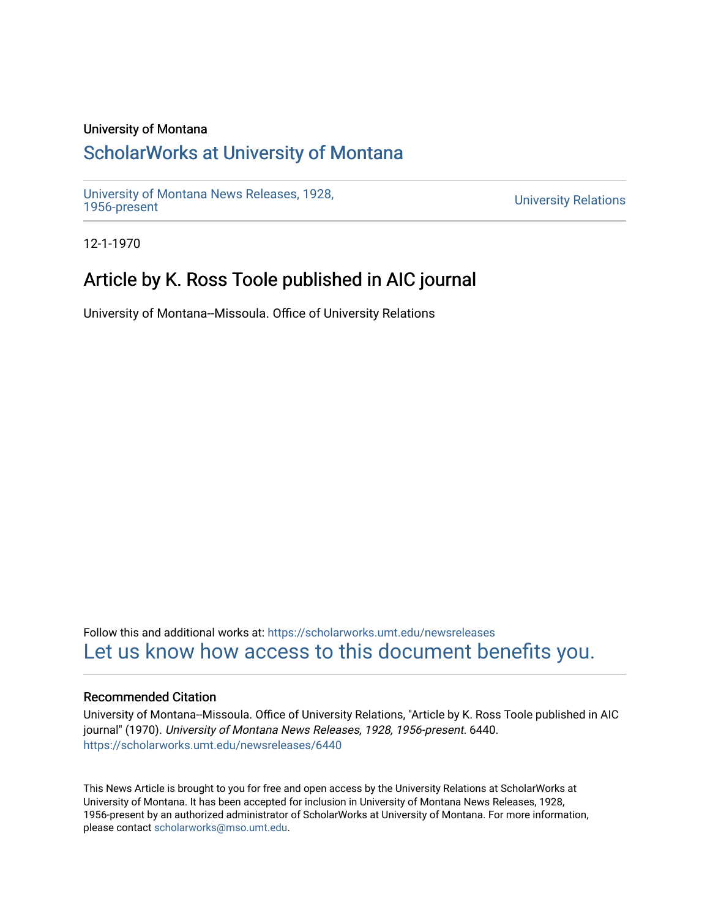University of Montana

## ScholarWorks at University of Montana

University of Montana News Releases, 1928, 1956-present

University Relations

12-1-1970

# Article by K. Ross Toole published in AIC journal

University of Montana--Missoula. Office of University Relations

Follow this and additional works at: https://scholarworks.umt.edu/newsreleases

Let us know how access to this document benefits you.

### Recommended Citation

University of Montana--Missoula. Office of University Relations, "Article by K. Ross Toole published in AIC journal" (1970). *University of Montana News Releases, 1928, 1956-present*. 6440.
https://scholarworks.umt.edu/newsreleases/6440

This News Article is brought to you for free and open access by the University Relations at ScholarWorks at University of Montana. It has been accepted for inclusion in University of Montana News Releases, 1928, 1956-present by an authorized administrator of ScholarWorks at University of Montana. For more information, please contact scholarworks@mso.umt.edu.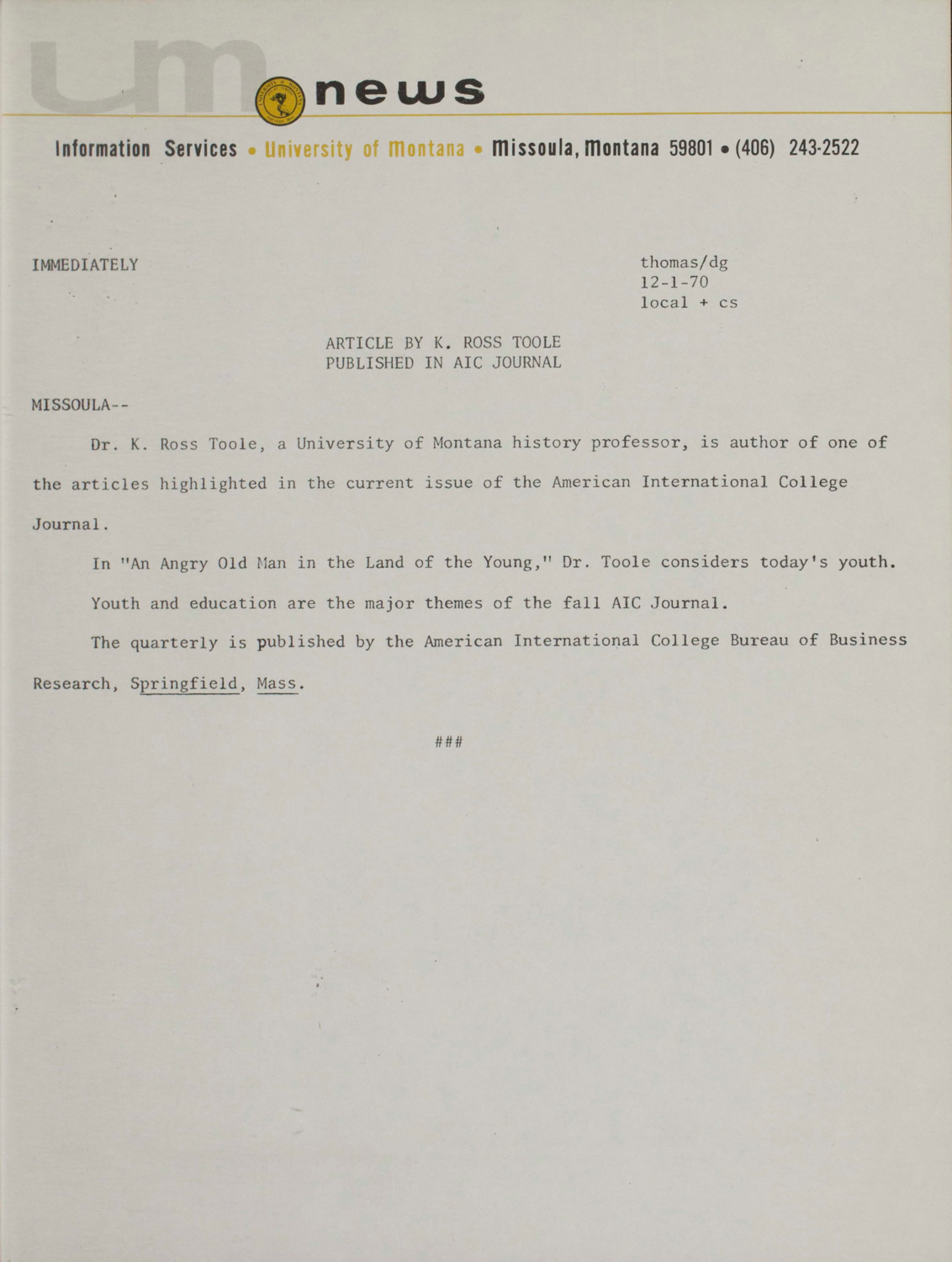# news

**Information Services • University of Montana • Missoula, Montana 59801 • (406) 243-2522**

IMMEDIATELY

thomas/dg
12-1-70
local + cs

ARTICLE BY K. ROSS TOOLE
PUBLISHED IN AIC JOURNAL

MISSOULA--

Dr. K. Ross Toole, a University of Montana history professor, is author of one of the articles highlighted in the current issue of the American International College Journal.

In "An Angry Old Man in the Land of the Young," Dr. Toole considers today's youth.

Youth and education are the major themes of the fall AIC Journal.

The quarterly is published by the American International College Bureau of Business Research, Springfield, Mass.

###